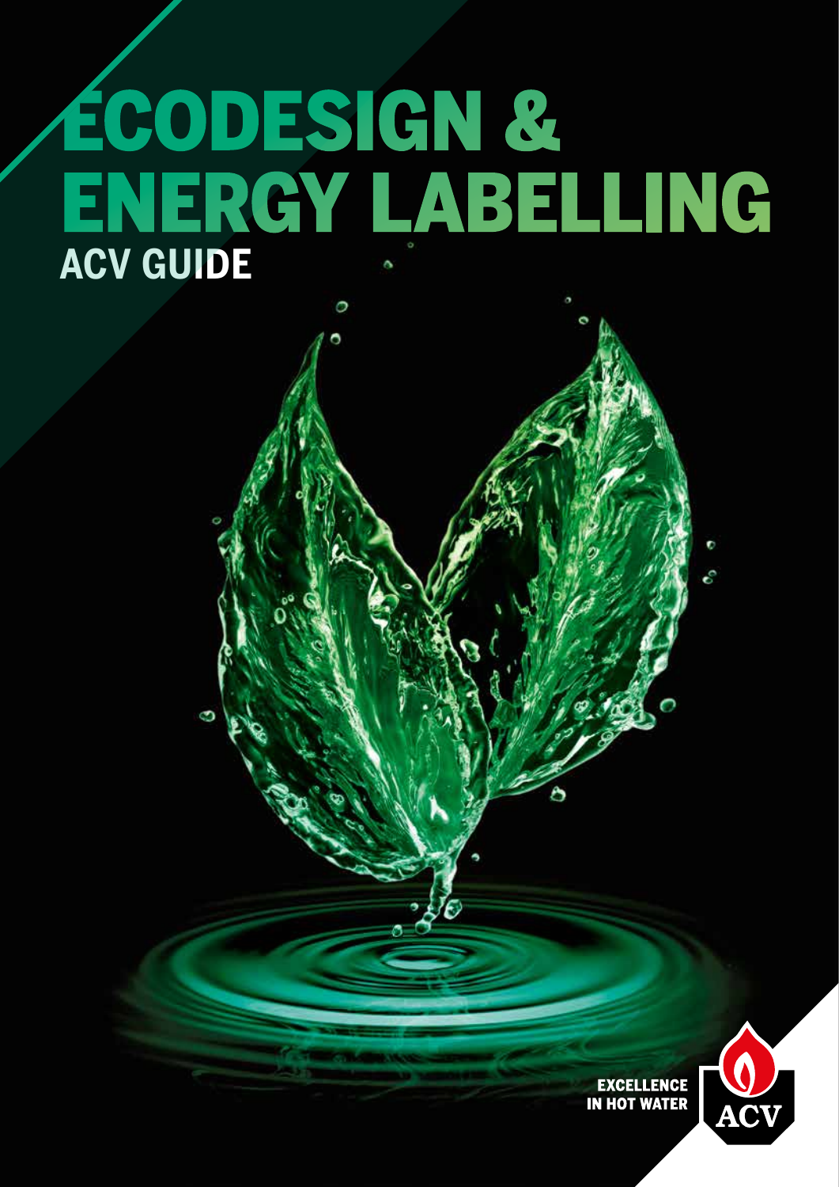# ECODESIGN & ENERGY LABELLING

## ACV GUIDE

EXCELLENCE IN HOT WATER

ACV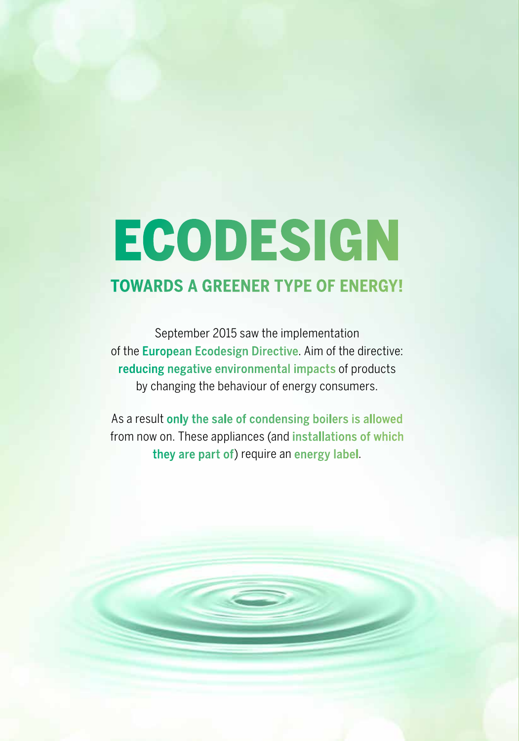# ECODESIGN

## TOWARDS A GREENER TYPE OF ENERGY!

September 2015 saw the implementation of the **European Ecodesign Directive**. Aim of the directive: **reducing negative environmental impacts** of products by changing the behaviour of energy consumers.

As a result **only the sale of condensing boilers is allowed** from now on. These appliances (and **installations of which they are part of**) require an **energy label**.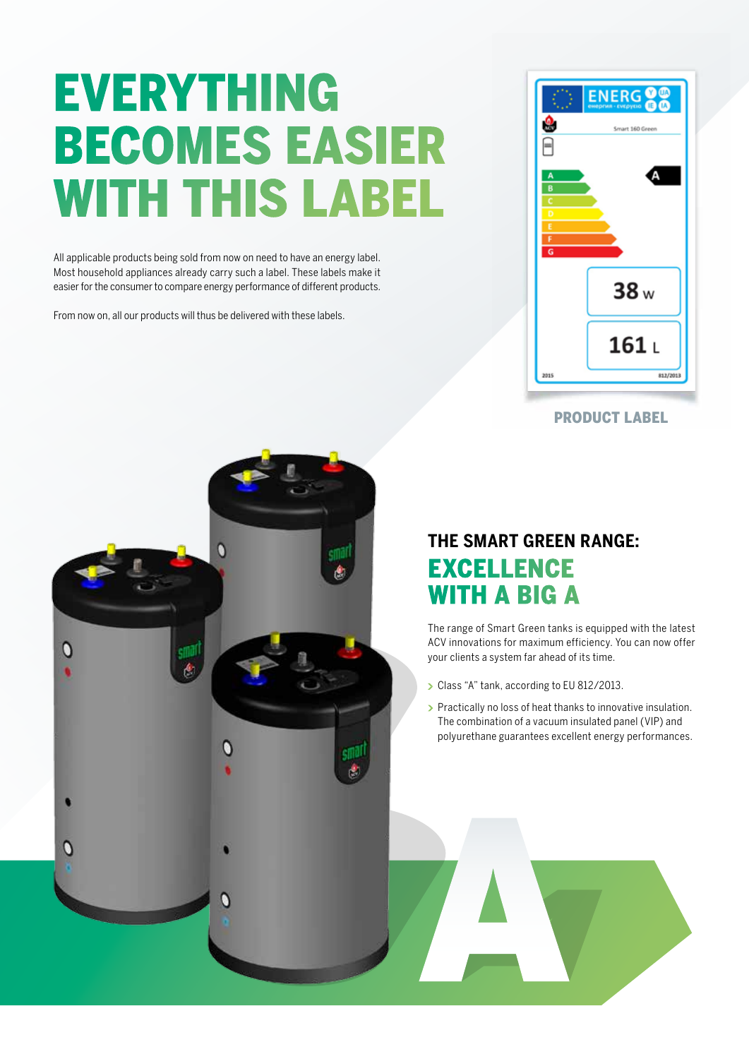# EVERYTHING BECOMES EASIER WITH THIS LABEL

All applicable products being sold from now on need to have an energy label. Most household appliances already carry such a label. These labels make it easier for the consumer to compare energy performance of different products.

From now on, all our products will thus be delivered with these labels.

PRODUCT LABEL

## THE SMART GREEN RANGE:

## EXCELLENCE WITH A BIG A

The range of Smart Green tanks is equipped with the latest ACV innovations for maximum efficiency. You can now offer your clients a system far ahead of its time.

- Class "A" tank, according to EU 812/2013.
- Practically no loss of heat thanks to innovative insulation. The combination of a vacuum insulated panel (VIP) and polyurethane guarantees excellent energy performances.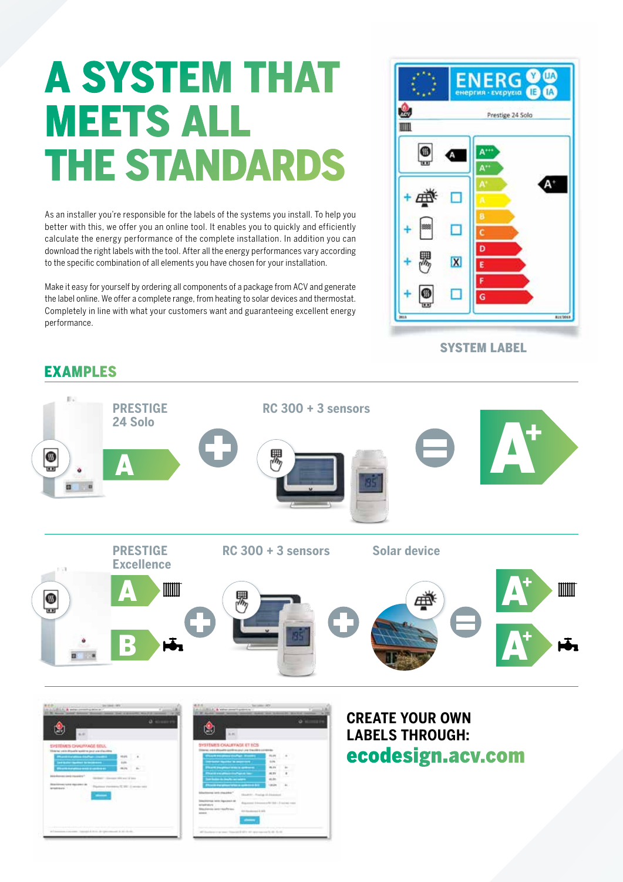# A SYSTEM THAT MEETS ALL THE STANDARDS

As an installer you're responsible for the labels of the systems you install. To help you better with this, we offer you an online tool. It enables you to quickly and efficiently calculate the energy performance of the complete installation. In addition you can download the right labels with the tool. After all the energy performances vary according to the specific combination of all elements you have chosen for your installation.

Make it easy for yourself by ordering all components of a package from ACV and generate the label online. We offer a complete range, from heating to solar devices and thermostat. Completely in line with what your customers want and guaranteeing excellent energy performance.

SYSTEM LABEL

## EXAMPLES

PRESTIGE 24 Solo (A) + RC 300 + 3 sensors = A+

PRESTIGE Excellence (A heating, B hot water) + RC 300 + 3 sensors + Solar device = A+ heating, A+ hot water

## CREATE YOUR OWN LABELS THROUGH:

**ecodesign.acv.com**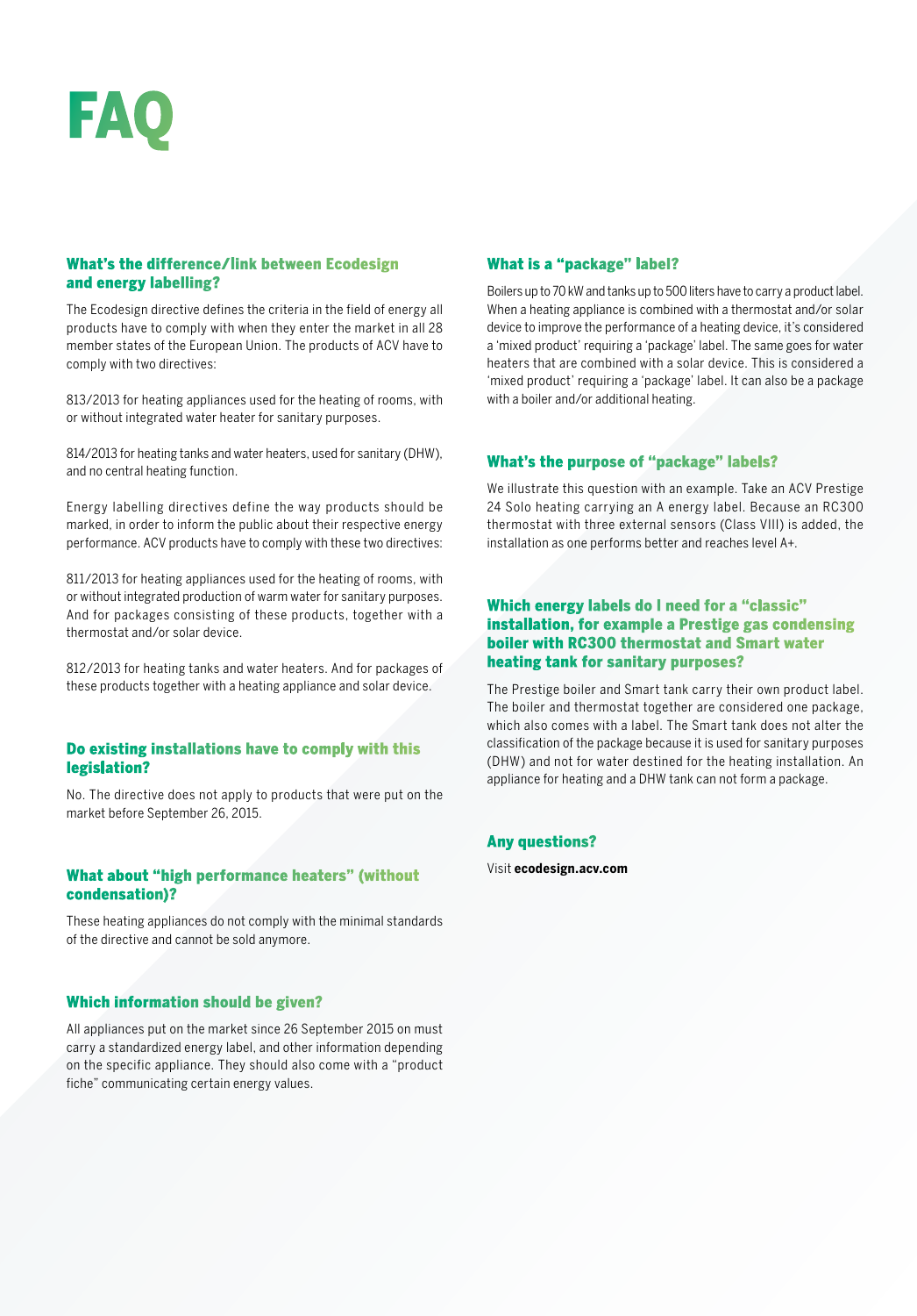# FAQ

### What's the difference/link between Ecodesign and energy labelling?

The Ecodesign directive defines the criteria in the field of energy all products have to comply with when they enter the market in all 28 member states of the European Union. The products of ACV have to comply with two directives:

813/2013 for heating appliances used for the heating of rooms, with or without integrated water heater for sanitary purposes.

814/2013 for heating tanks and water heaters, used for sanitary (DHW), and no central heating function.

Energy labelling directives define the way products should be marked, in order to inform the public about their respective energy performance. ACV products have to comply with these two directives:

811/2013 for heating appliances used for the heating of rooms, with or without integrated production of warm water for sanitary purposes. And for packages consisting of these products, together with a thermostat and/or solar device.

812/2013 for heating tanks and water heaters. And for packages of these products together with a heating appliance and solar device.

### Do existing installations have to comply with this legislation?

No. The directive does not apply to products that were put on the market before September 26, 2015.

### What about "high performance heaters" (without condensation)?

These heating appliances do not comply with the minimal standards of the directive and cannot be sold anymore.

### Which information should be given?

All appliances put on the market since 26 September 2015 on must carry a standardized energy label, and other information depending on the specific appliance. They should also come with a "product fiche" communicating certain energy values.

### What is a "package" label?

Boilers up to 70 kW and tanks up to 500 liters have to carry a product label. When a heating appliance is combined with a thermostat and/or solar device to improve the performance of a heating device, it's considered a 'mixed product' requiring a 'package' label. The same goes for water heaters that are combined with a solar device. This is considered a 'mixed product' requiring a 'package' label. It can also be a package with a boiler and/or additional heating.

### What's the purpose of "package" labels?

We illustrate this question with an example. Take an ACV Prestige 24 Solo heating carrying an A energy label. Because an RC300 thermostat with three external sensors (Class VIII) is added, the installation as one performs better and reaches level A+.

### Which energy labels do I need for a "classic" installation, for example a Prestige gas condensing boiler with RC300 thermostat and Smart water heating tank for sanitary purposes?

The Prestige boiler and Smart tank carry their own product label. The boiler and thermostat together are considered one package, which also comes with a label. The Smart tank does not alter the classification of the package because it is used for sanitary purposes (DHW) and not for water destined for the heating installation. An appliance for heating and a DHW tank can not form a package.

### Any questions?

Visit **ecodesign.acv.com**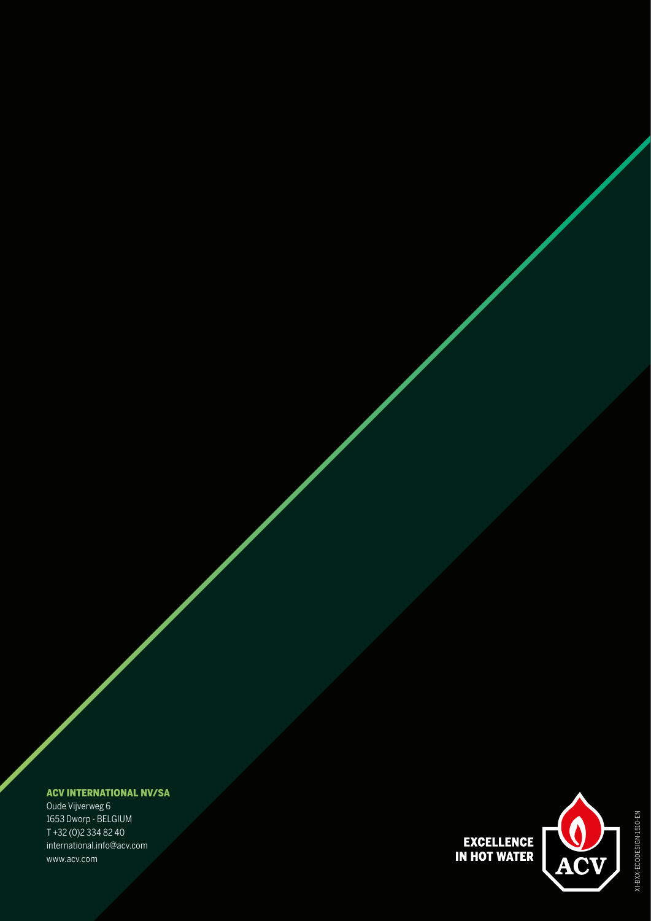**ACV INTERNATIONAL NV/SA**

Oude Vijverweg 6
1653 Dworp - BELGIUM
T +32 (0)2 334 82 40
international.info@acv.com
www.acv.com

EXCELLENCE
IN HOT WATER

ACV

XI-BXX-ECODESIGN-1510-EN